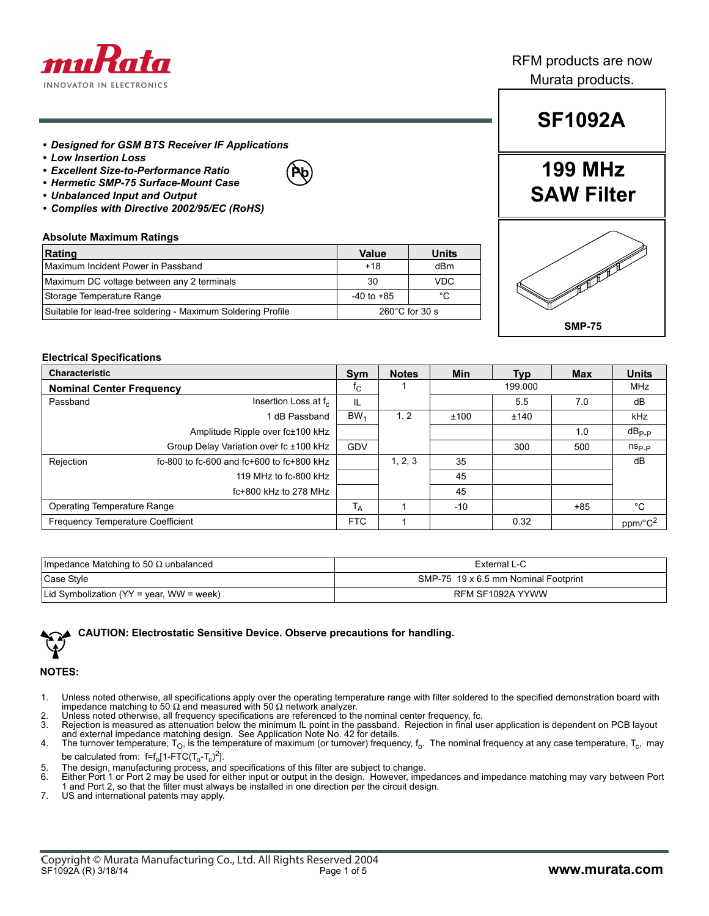RFM products are now Murata products.

# SF1092A

## 199 MHz SAW Filter

- ***Designed for GSM BTS Receiver IF Applications***
- ***Low Insertion Loss***
- ***Excellent Size-to-Performance Ratio***
- ***Hermetic SMP-75 Surface-Mount Case***
- ***Unbalanced Input and Output***
- ***Complies with Directive 2002/95/EC (RoHS)***

SMP-75

### Absolute Maximum Ratings

| Rating | Value | Units |
|---|---|---|
| Maximum Incident Power in Passband | +18 | dBm |
| Maximum DC voltage between any 2 terminals | 30 | VDC |
| Storage Temperature Range | -40 to +85 | °C |
| Suitable for lead-free soldering - Maximum Soldering Profile | 260°C for 30 s | |

### Electrical Specifications

| Characteristic | | Sym | Notes | Min | Typ | Max | Units |
|---|---|---|---|---|---|---|---|
| **Nominal Center Frequency** | | $f_C$ | 1 | | 199.000 | | MHz |
| Passband | Insertion Loss at $f_c$ | IL | 1, 2 | | 5.5 | 7.0 | dB |
| | 1 dB Passband | $BW_1$ | | ±100 | ±140 | | kHz |
| | Amplitude Ripple over fc±100 kHz | | | | | 1.0 | $dB_{P-P}$ |
| | Group Delay Variation over fc ±100 kHz | GDV | | | 300 | 500 | $ns_{P-P}$ |
| Rejection | fc-800 to fc-600 and fc+600 to fc+800 kHz | | 1, 2, 3 | 35 | | | dB |
| | 119 MHz to fc-800 kHz | | | 45 | | | |
| | fc+800 kHz to 278 MHz | | | 45 | | | |
| Operating Temperature Range | | $T_A$ | 1 | -10 | | +85 | °C |
| Frequency Temperature Coefficient | | FTC | 1 | | 0.32 | | ppm/°C$^2$ |

| | |
|---|---|
| Impedance Matching to 50 Ω unbalanced | External L-C |
| Case Style | SMP-75 19 x 6.5 mm Nominal Footprint |
| Lid Symbolization (YY = year, WW = week) | RFM SF1092A YYWW |

**CAUTION: Electrostatic Sensitive Device. Observe precautions for handling.**

**NOTES:**

1. Unless noted otherwise, all specifications apply over the operating temperature range with filter soldered to the specified demonstration board with impedance matching to 50 Ω and measured with 50 Ω network analyzer.
2. Unless noted otherwise, all frequency specifications are referenced to the nominal center frequency, fc.
3. Rejection is measured as attenuation below the minimum IL point in the passband. Rejection in final user application is dependent on PCB layout and external impedance matching design. See Application Note No. 42 for details.
4. The turnover temperature, $T_O$, is the temperature of maximum (or turnover) frequency, $f_o$. The nominal frequency at any case temperature, $T_c$, may be calculated from: $f=f_o[1-FTC(T_o-T_c)^2]$.
5. The design, manufacturing process, and specifications of this filter are subject to change.
6. Either Port 1 or Port 2 may be used for either input or output in the design. However, impedances and impedance matching may vary between Port 1 and Port 2, so that the filter must always be installed in one direction per the circuit design.
7. US and international patents may apply.

Copyright © Murata Manufacturing Co., Ltd. All Rights Reserved 2004

SF1092A (R) 3/18/14

www.murata.com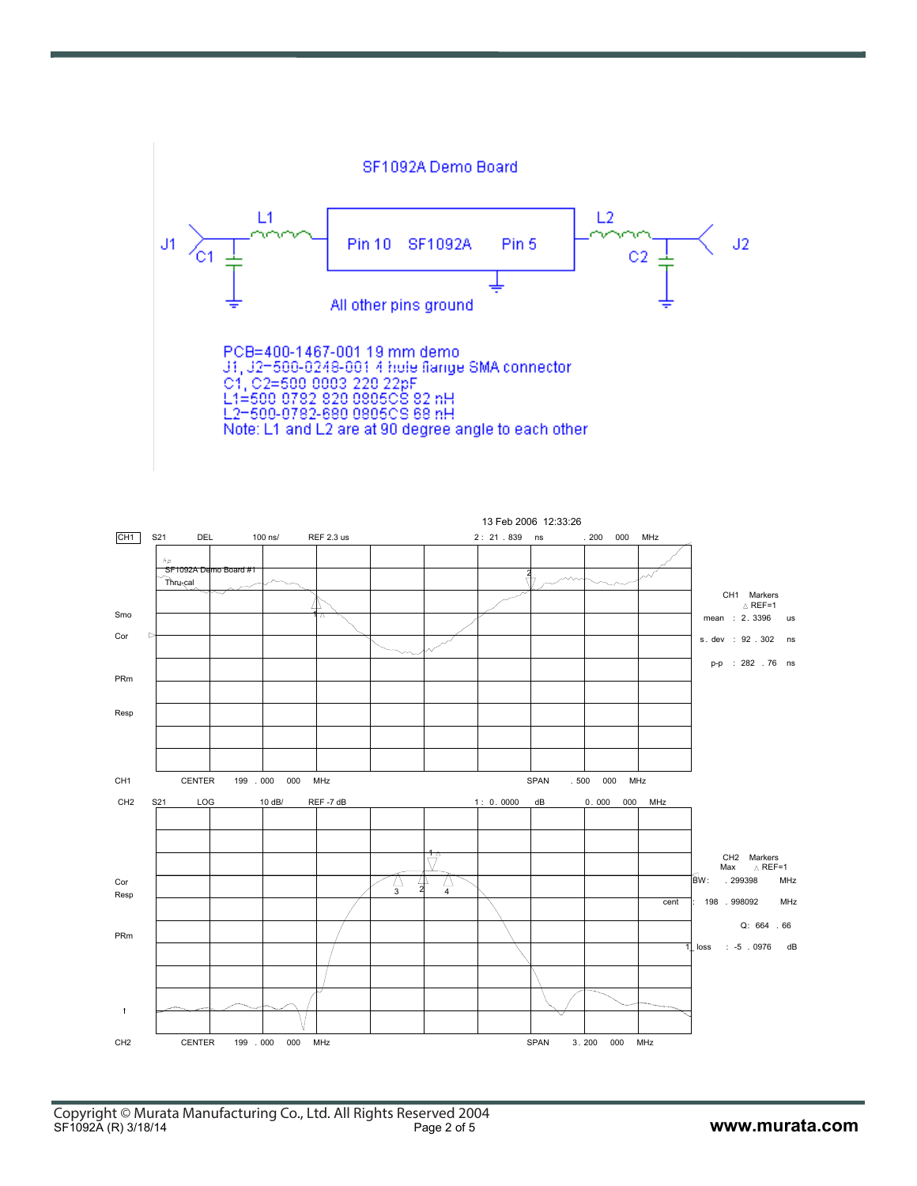## SF1092A Demo Board

J1 — C1 — L1 — Pin 10 SF1092A Pin 5 — L2 — C2 — J2

All other pins ground

PCB=400-1467-001 19 mm demo
J1, J2=500-0248-001 4 hole flange SMA connector
C1, C2=500 0003 220 22pF
L1=500 0782 820 0805CS 82 nH
L2=500-0782-680 0805CS 68 nH
Note: L1 and L2 are at 90 degree angle to each other

13 Feb 2006 12:33:26

CH1 S21 DEL 100 ns/ REF 2.3 us 2 : 21 . 839 ns . 200 000 MHz

SF1092A Demo Board #1
Thru-cal

CH1 Markers
△ REF=1
mean : 2. 3396 us
s. dev : 92 . 302 ns
p-p : 282 . 76 ns

CH1 CENTER 199 . 000 000 MHz SPAN . 500 000 MHz

CH2 S21 LOG 10 dB/ REF -7 dB 1 : 0. 0000 dB 0. 000 000 MHz

CH2 Markers
Max △ REF=1
BW: . 299398 MHz
cent : 198 . 998092 MHz
Q: 664 . 66
1_loss : -5 . 0976 dB

CH2 CENTER 199 . 000 000 MHz SPAN 3. 200 000 MHz

Copyright © Murata Manufacturing Co., Ltd. All Rights Reserved 2004
SF1092A (R) 3/18/14
www.murata.com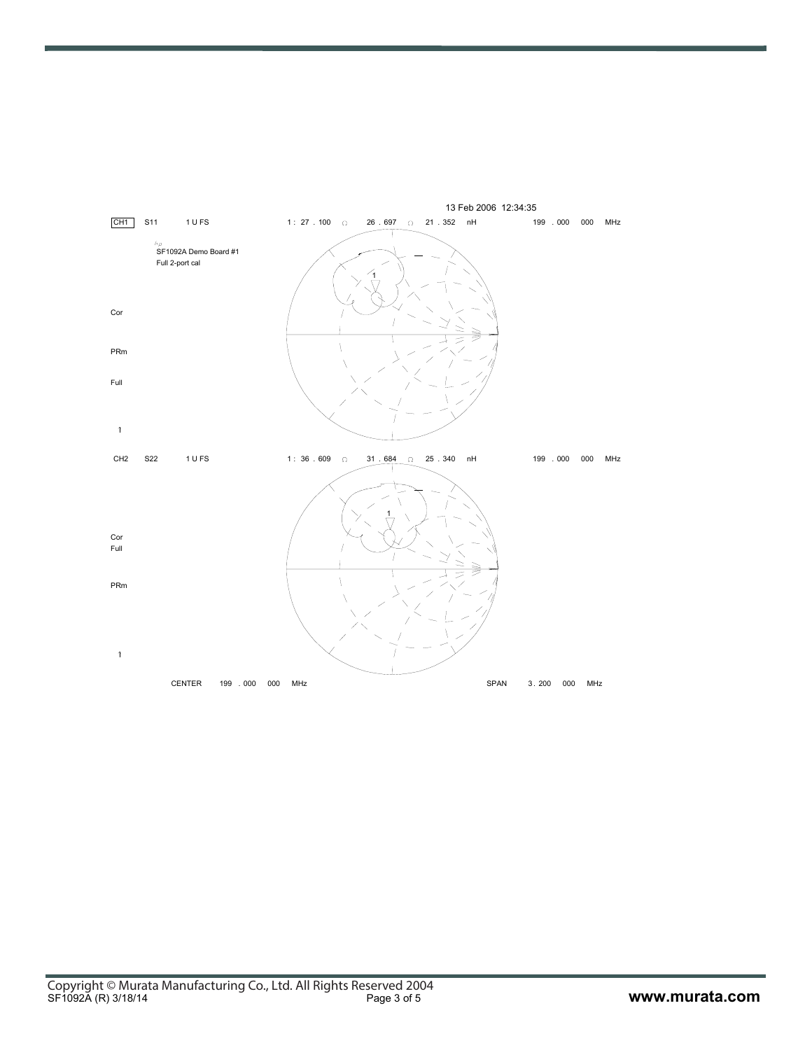13 Feb 2006 12:34:35

CH1 S11 1 U FS 1 : 27 . 100 Ω 26 . 697 Ω 21 . 352 nH 199 . 000 000 MHz

SF1092A Demo Board #1
Full 2-port cal

Cor

PRm

Full

1

CH2 S22 1 U FS 1 : 36 . 609 Ω 31 . 684 Ω 25 . 340 nH 199 . 000 000 MHz

Cor
Full

PRm

1

CENTER 199 . 000 000 MHz SPAN 3 . 200 000 MHz

Copyright © Murata Manufacturing Co., Ltd. All Rights Reserved 2004
SF1092A (R) 3/18/14

www.murata.com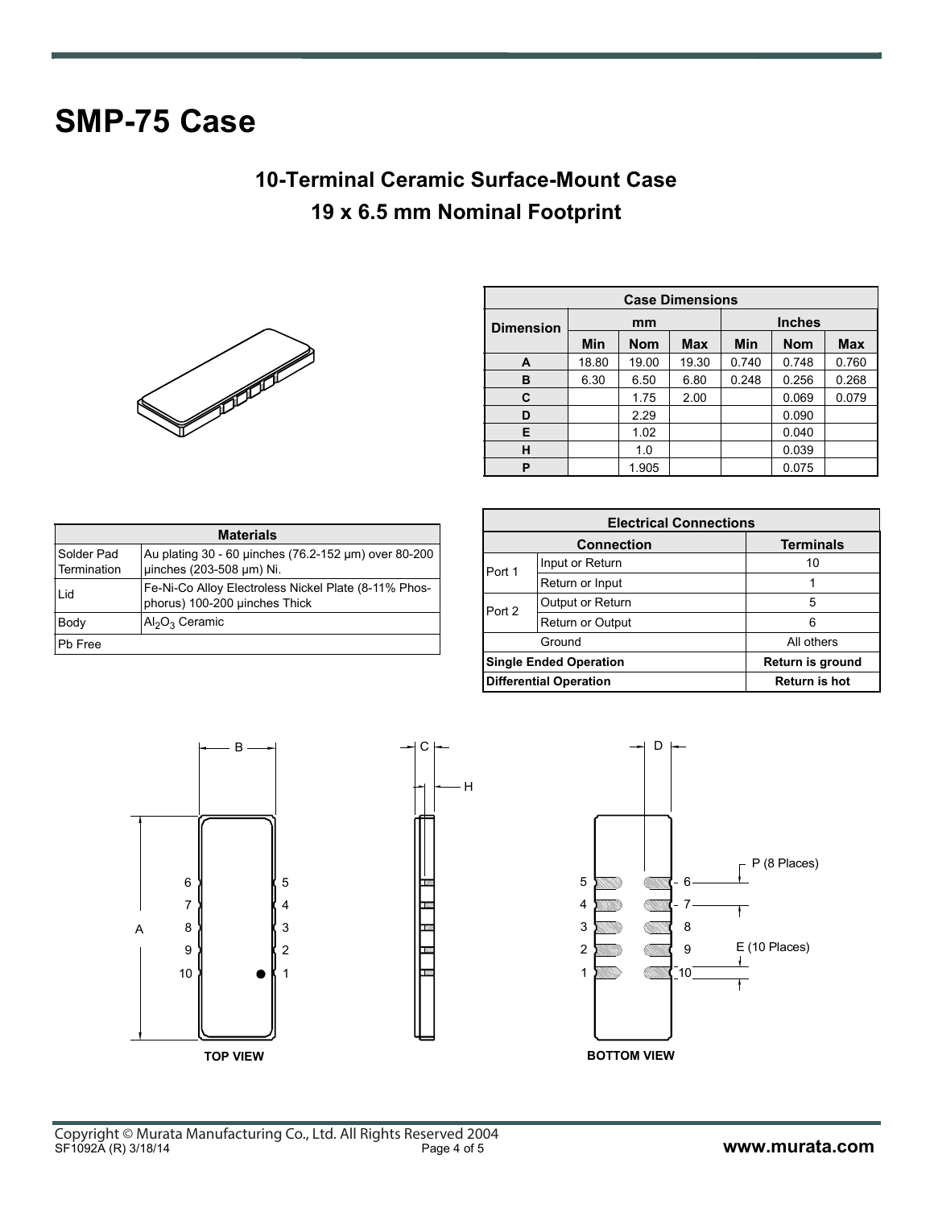# SMP-75 Case

## 10-Terminal Ceramic Surface-Mount Case
## 19 x 6.5 mm Nominal Footprint

| Case Dimensions | | | | | | |
|---|---|---|---|---|---|---|
| Dimension | mm | | | Inches | | |
| | Min | Nom | Max | Min | Nom | Max |
| A | 18.80 | 19.00 | 19.30 | 0.740 | 0.748 | 0.760 |
| B | 6.30 | 6.50 | 6.80 | 0.248 | 0.256 | 0.268 |
| C | | 1.75 | 2.00 | | 0.069 | 0.079 |
| D | | 2.29 | | | 0.090 | |
| E | | 1.02 | | | 0.040 | |
| H | | 1.0 | | | 0.039 | |
| P | | 1.905 | | | 0.075 | |

| Materials | |
|---|---|
| Solder Pad Termination | Au plating 30 - 60 µinches (76.2-152 µm) over 80-200 µinches (203-508 µm) Ni. |
| Lid | Fe-Ni-Co Alloy Electroless Nickel Plate (8-11% Phosphorus) 100-200 µinches Thick |
| Body | $Al_2O_3$ Ceramic |
| Pb Free | |

| Electrical Connections | | |
|---|---|---|
| Connection | | Terminals |
| Port 1 | Input or Return | 10 |
| | Return or Input | 1 |
| Port 2 | Output or Return | 5 |
| | Return or Output | 6 |
| Ground | | All others |
| **Single Ended Operation** | | **Return is ground** |
| **Differential Operation** | | **Return is hot** |

TOP VIEW

BOTTOM VIEW

P (8 Places)

E (10 Places)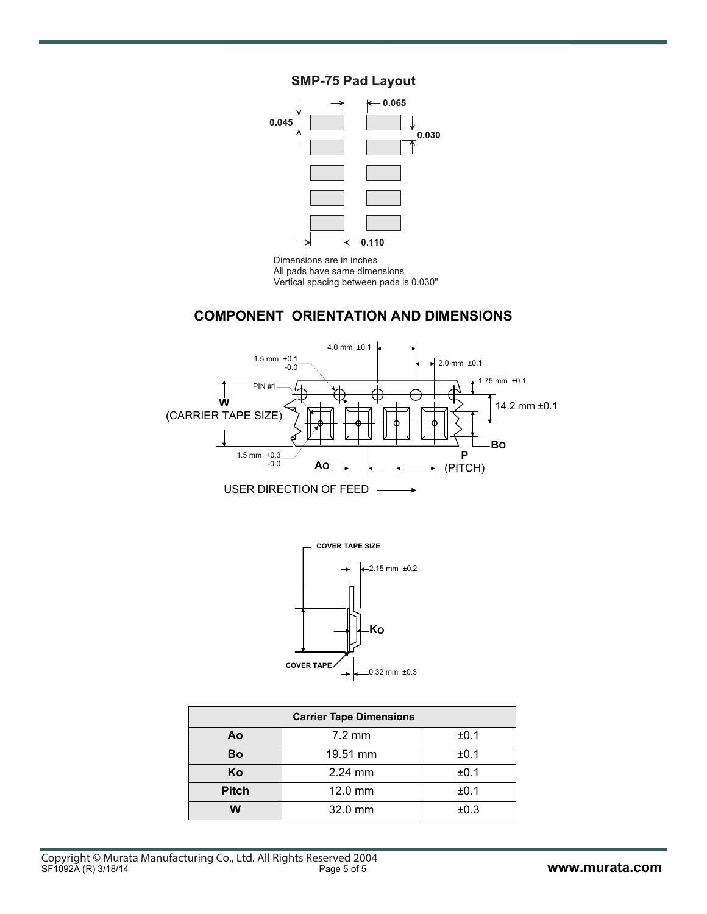## SMP-75 Pad Layout

0.065

0.045

0.030

0.110

Dimensions are in inches
All pads have same dimensions
Vertical spacing between pads is 0.030"

## COMPONENT ORIENTATION AND DIMENSIONS

4.0 mm ±0.1

1.5 mm +0.1 -0.0

2.0 mm ±0.1

1.75 mm ±0.1

PIN #1

W (CARRIER TAPE SIZE)

14.2 mm ±0.1

Bo

1.5 mm +0.3 -0.0

Ao

P (PITCH)

USER DIRECTION OF FEED

COVER TAPE SIZE

2.15 mm ±0.2

Ko

COVER TAPE

0.32 mm ±0.3

| Carrier Tape Dimensions | | |
|---|---|---|
| Ao | 7.2 mm | ±0.1 |
| Bo | 19.51 mm | ±0.1 |
| Ko | 2.24 mm | ±0.1 |
| Pitch | 12.0 mm | ±0.1 |
| W | 32.0 mm | ±0.3 |

Copyright © Murata Manufacturing Co., Ltd. All Rights Reserved 2004
SF1092A (R) 3/18/14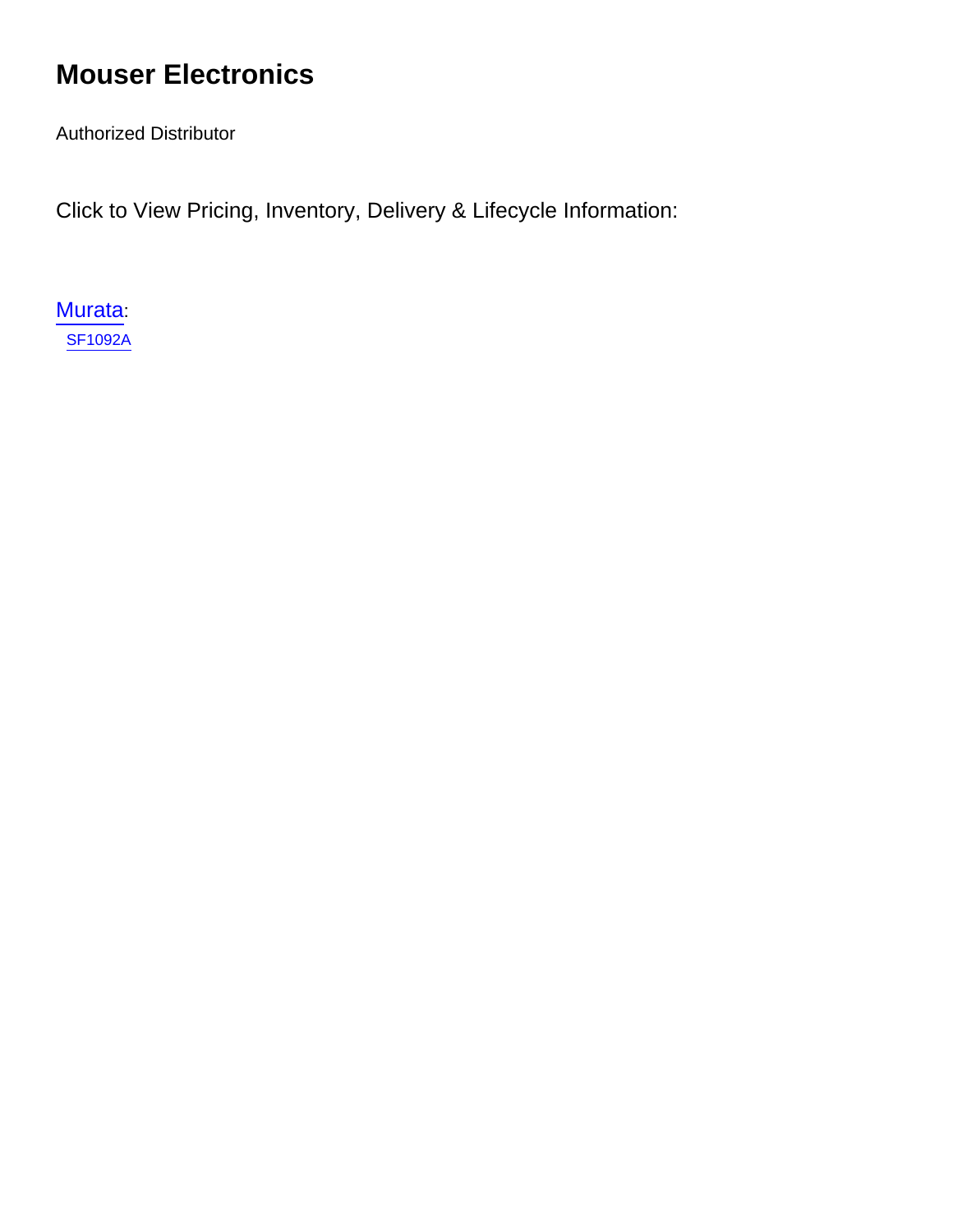# Mouser Electronics

Authorized Distributor

Click to View Pricing, Inventory, Delivery & Lifecycle Information:

Murata:

SF1092A